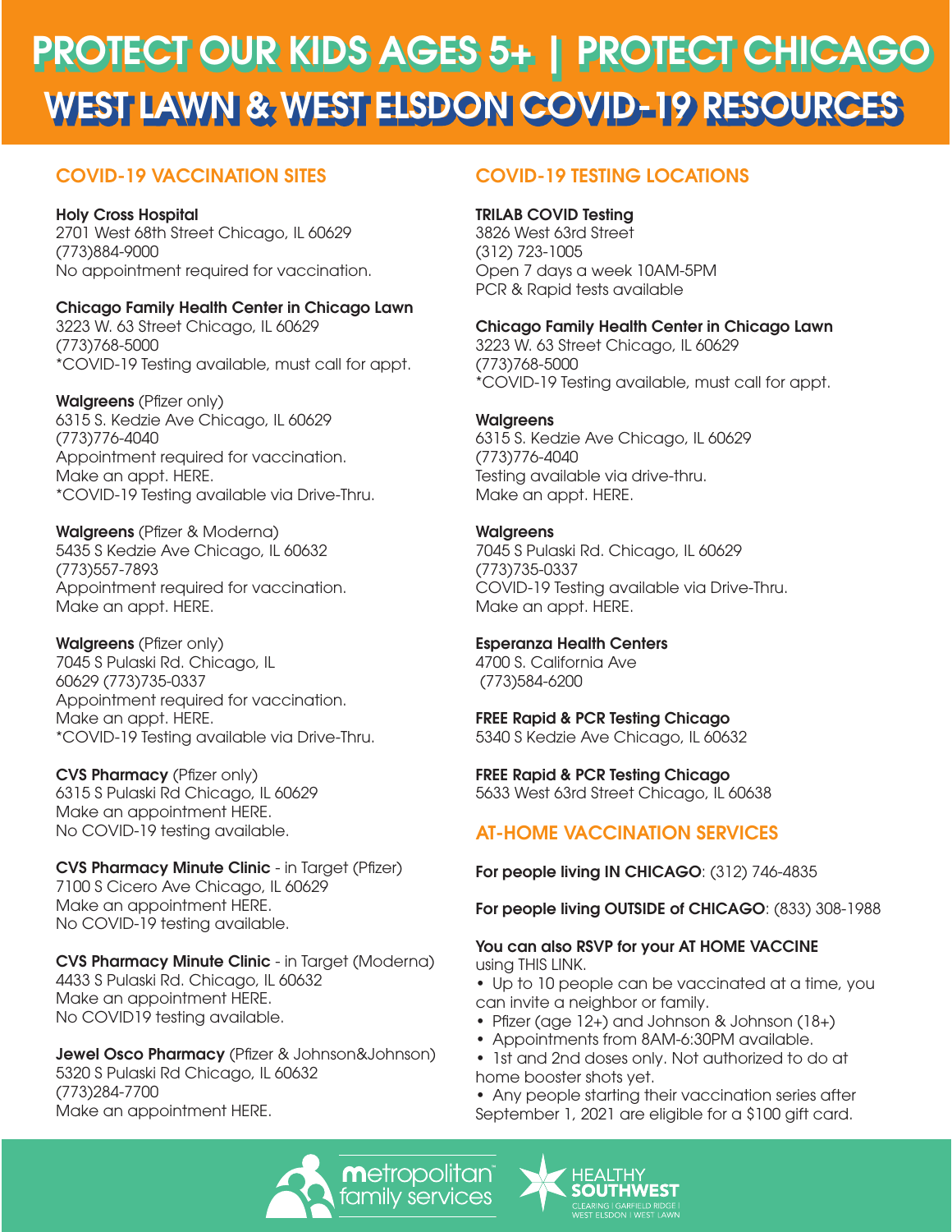# PROTECT OUR KIDS AGES 5+ | PROTECT CHICAGO

# WEST LAWN & WEST ELSDON COVID-19 RESOURCES

## COVID-19 VACCINATION SITES

**Holy Cross Hospital**
2701 West 68th Street Chicago, IL 60629
(773)884-9000
No appointment required for vaccination.

**Chicago Family Health Center in Chicago Lawn**
3223 W. 63 Street Chicago, IL 60629
(773)768-5000
*COVID-19 Testing available, must call for appt.

**Walgreens** (Pfizer only)
6315 S. Kedzie Ave Chicago, IL 60629
(773)776-4040
Appointment required for vaccination.
Make an appt. HERE.
*COVID-19 Testing available via Drive-Thru.

**Walgreens** (Pfizer & Moderna)
5435 S Kedzie Ave Chicago, IL 60632
(773)557-7893
Appointment required for vaccination.
Make an appt. HERE.

**Walgreens** (Pfizer only)
7045 S Pulaski Rd. Chicago, IL
60629 (773)735-0337
Appointment required for vaccination.
Make an appt. HERE.
*COVID-19 Testing available via Drive-Thru.

**CVS Pharmacy** (Pfizer only)
6315 S Pulaski Rd Chicago, IL 60629
Make an appointment HERE.
No COVID-19 testing available.

**CVS Pharmacy Minute Clinic** - in Target (Pfizer)
7100 S Cicero Ave Chicago, IL 60629
Make an appointment HERE.
No COVID-19 testing available.

**CVS Pharmacy Minute Clinic** - in Target (Moderna)
4433 S Pulaski Rd. Chicago, IL 60632
Make an appointment HERE.
No COVID19 testing available.

**Jewel Osco Pharmacy** (Pfizer & Johnson&Johnson)
5320 S Pulaski Rd Chicago, IL 60632
(773)284-7700
Make an appointment HERE.

## COVID-19 TESTING LOCATIONS

**TRILAB COVID Testing**
3826 West 63rd Street
(312) 723-1005
Open 7 days a week 10AM-5PM
PCR & Rapid tests available

**Chicago Family Health Center in Chicago Lawn**
3223 W. 63 Street Chicago, IL 60629
(773)768-5000
*COVID-19 Testing available, must call for appt.

**Walgreens**
6315 S. Kedzie Ave Chicago, IL 60629
(773)776-4040
Testing available via drive-thru.
Make an appt. HERE.

**Walgreens**
7045 S Pulaski Rd. Chicago, IL 60629
(773)735-0337
COVID-19 Testing available via Drive-Thru.
Make an appt. HERE.

**Esperanza Health Centers**
4700 S. California Ave
(773)584-6200

**FREE Rapid & PCR Testing Chicago**
5340 S Kedzie Ave Chicago, IL 60632

**FREE Rapid & PCR Testing Chicago**
5633 West 63rd Street Chicago, IL 60638

## AT-HOME VACCINATION SERVICES

**For people living IN CHICAGO**: (312) 746-4835

**For people living OUTSIDE of CHICAGO**: (833) 308-1988

**You can also RSVP for your AT HOME VACCINE** using THIS LINK.

- Up to 10 people can be vaccinated at a time, you can invite a neighbor or family.
- Pfizer (age 12+) and Johnson & Johnson (18+)
- Appointments from 8AM-6:30PM available.
- 1st and 2nd doses only. Not authorized to do at home booster shots yet.
- Any people starting their vaccination series after September 1, 2021 are eligible for a $100 gift card.

metropolitan family services

HEALTHY SOUTHWEST
CLEARING | GARFIELD RIDGE | WEST ELSDON | WEST LAWN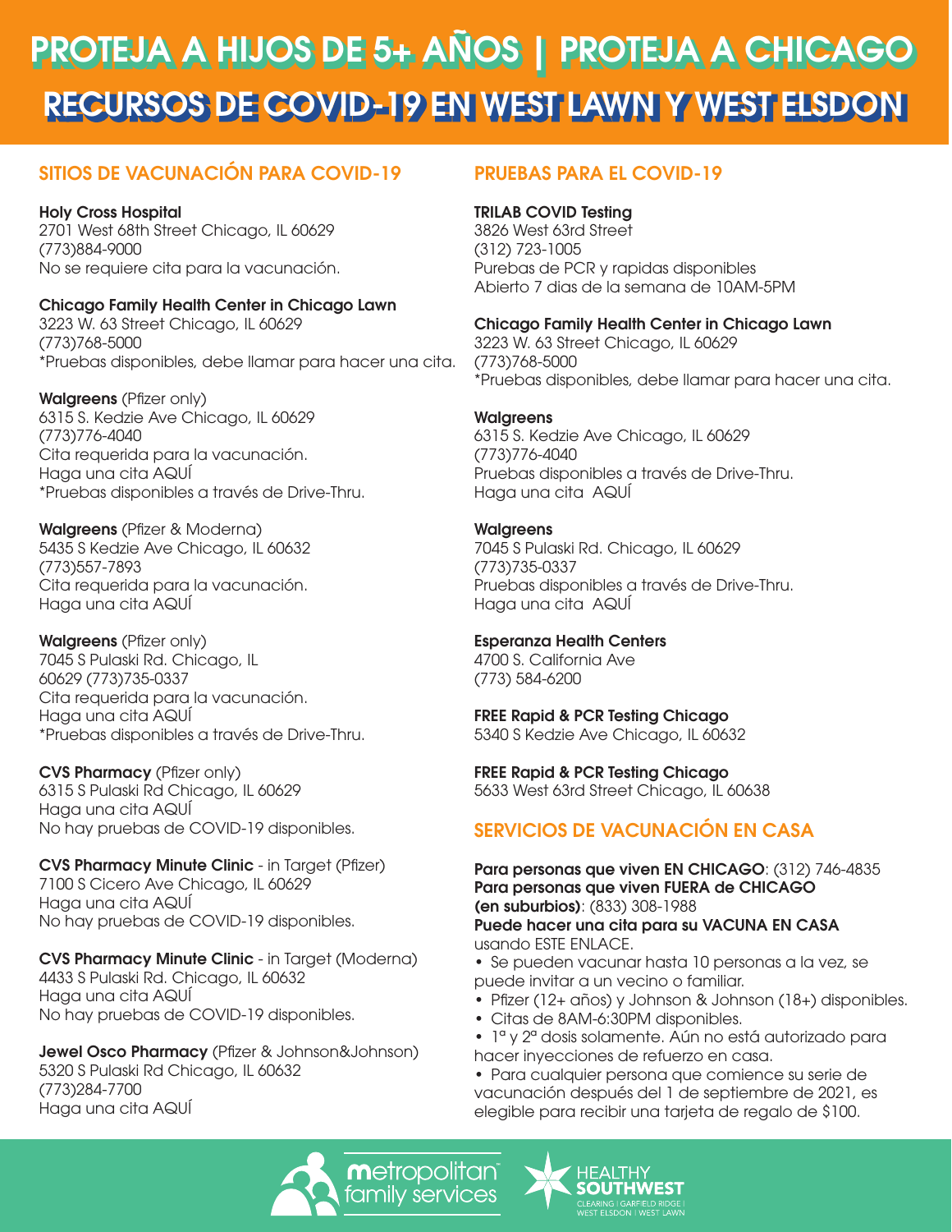# PROTEJA A HIJOS DE 5+ AÑOS | PROTEJA A CHICAGO

# RECURSOS DE COVID-19 EN WEST LAWN Y WEST ELSDON

## SITIOS DE VACUNACIÓN PARA COVID-19

**Holy Cross Hospital**
2701 West 68th Street Chicago, IL 60629
(773)884-9000
No se requiere cita para la vacunación.

**Chicago Family Health Center in Chicago Lawn**
3223 W. 63 Street Chicago, IL 60629
(773)768-5000
*Pruebas disponibles, debe llamar para hacer una cita.

**Walgreens** (Pfizer only)
6315 S. Kedzie Ave Chicago, IL 60629
(773)776-4040
Cita requerida para la vacunación.
Haga una cita AQUÍ
*Pruebas disponibles a través de Drive-Thru.

**Walgreens** (Pfizer & Moderna)
5435 S Kedzie Ave Chicago, IL 60632
(773)557-7893
Cita requerida para la vacunación.
Haga una cita AQUÍ

**Walgreens** (Pfizer only)
7045 S Pulaski Rd. Chicago, IL
60629 (773)735-0337
Cita requerida para la vacunación.
Haga una cita AQUÍ
*Pruebas disponibles a través de Drive-Thru.

**CVS Pharmacy** (Pfizer only)
6315 S Pulaski Rd Chicago, IL 60629
Haga una cita AQUÍ
No hay pruebas de COVID-19 disponibles.

**CVS Pharmacy Minute Clinic** - in Target (Pfizer)
7100 S Cicero Ave Chicago, IL 60629
Haga una cita AQUÍ
No hay pruebas de COVID-19 disponibles.

**CVS Pharmacy Minute Clinic** - in Target (Moderna)
4433 S Pulaski Rd. Chicago, IL 60632
Haga una cita AQUÍ
No hay pruebas de COVID-19 disponibles.

**Jewel Osco Pharmacy** (Pfizer & Johnson&Johnson)
5320 S Pulaski Rd Chicago, IL 60632
(773)284-7700
Haga una cita AQUÍ

## PRUEBAS PARA EL COVID-19

**TRILAB COVID Testing**
3826 West 63rd Street
(312) 723-1005
Purebas de PCR y rapidas disponibles
Abierto 7 dias de la semana de 10AM-5PM

**Chicago Family Health Center in Chicago Lawn**
3223 W. 63 Street Chicago, IL 60629
(773)768-5000
*Pruebas disponibles, debe llamar para hacer una cita.

**Walgreens**
6315 S. Kedzie Ave Chicago, IL 60629
(773)776-4040
Pruebas disponibles a través de Drive-Thru.
Haga una cita AQUÍ

**Walgreens**
7045 S Pulaski Rd. Chicago, IL 60629
(773)735-0337
Pruebas disponibles a través de Drive-Thru.
Haga una cita AQUÍ

**Esperanza Health Centers**
4700 S. California Ave
(773) 584-6200

**FREE Rapid & PCR Testing Chicago**
5340 S Kedzie Ave Chicago, IL 60632

**FREE Rapid & PCR Testing Chicago**
5633 West 63rd Street Chicago, IL 60638

## SERVICIOS DE VACUNACIÓN EN CASA

**Para personas que viven EN CHICAGO**: (312) 746-4835
**Para personas que viven FUERA de CHICAGO (en suburbios)**: (833) 308-1988
**Puede hacer una cita para su VACUNA EN CASA** usando ESTE ENLACE.

- Se pueden vacunar hasta 10 personas a la vez, se puede invitar a un vecino o familiar.
- Pfizer (12+ años) y Johnson & Johnson (18+) disponibles.
- Citas de 8AM-6:30PM disponibles.
- 1ª y 2ª dosis solamente. Aún no está autorizado para hacer inyecciones de refuerzo en casa.
- Para cualquier persona que comience su serie de vacunación después del 1 de septiembre de 2021, es elegible para recibir una tarjeta de regalo de $100.

metropolitan family services

HEALTHY SOUTHWEST
CLEARING | GARFIELD RIDGE | WEST ELSDON | WEST LAWN